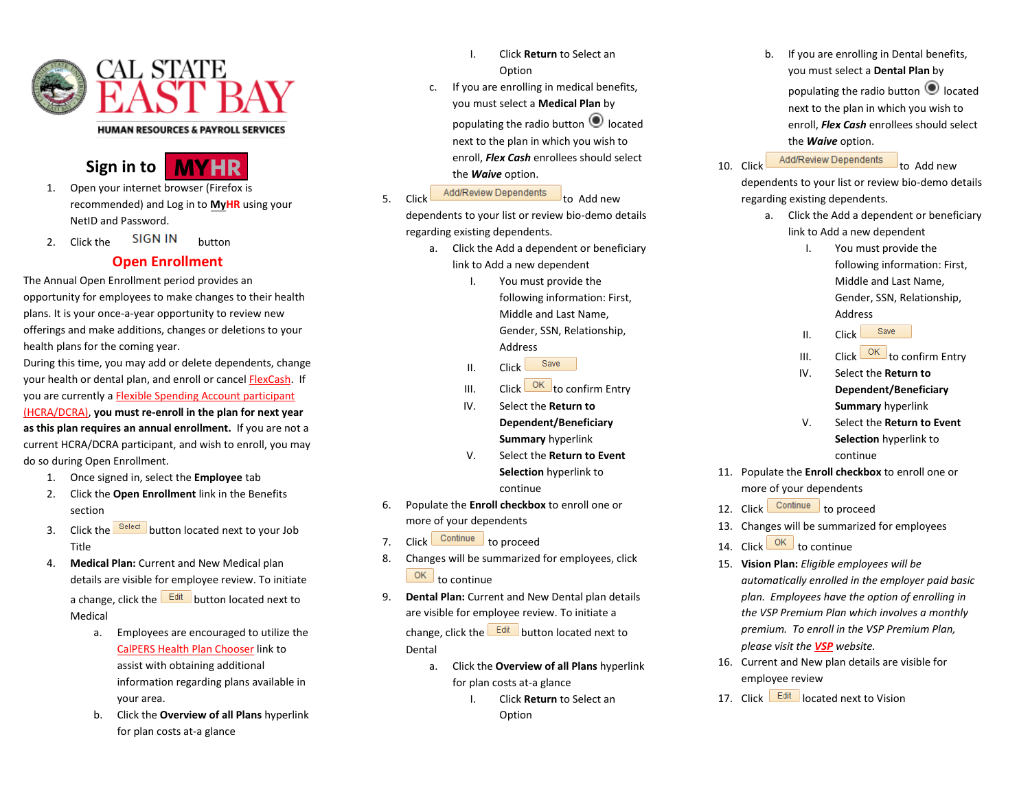CAL STATE EAST BAY

HUMAN RESOURCES & PAYROLL SERVICES

## Sign in to MYHR

1. Open your internet browser (Firefox is recommended) and Log in to **MyHR** using your NetID and Password.
2. Click the SIGN IN button

## Open Enrollment

The Annual Open Enrollment period provides an opportunity for employees to make changes to their health plans. It is your once-a-year opportunity to review new offerings and make additions, changes or deletions to your health plans for the coming year.

During this time, you may add or delete dependents, change your health or dental plan, and enroll or cancel FlexCash. If you are currently a Flexible Spending Account participant (HCRA/DCRA), **you must re-enroll in the plan for next year as this plan requires an annual enrollment.** If you are not a current HCRA/DCRA participant, and wish to enroll, you may do so during Open Enrollment.

1. Once signed in, select the **Employee** tab
2. Click the **Open Enrollment** link in the Benefits section
3. Click the Select button located next to your Job Title
4. **Medical Plan:** Current and New Medical plan details are visible for employee review. To initiate a change, click the Edit button located next to Medical
    a. Employees are encouraged to utilize the CalPERS Health Plan Chooser link to assist with obtaining additional information regarding plans available in your area.
    b. Click the **Overview of all Plans** hyperlink for plan costs at-a glance
        I. Click **Return** to Select an Option
    c. If you are enrolling in medical benefits, you must select a **Medical Plan** by populating the radio button located next to the plan in which you wish to enroll, ***Flex Cash*** enrollees should select the ***Waive*** option.
5. Click Add/Review Dependents to Add new dependents to your list or review bio-demo details regarding existing dependents.
    a. Click the Add a dependent or beneficiary link to Add a new dependent
        I. You must provide the following information: First, Middle and Last Name, Gender, SSN, Relationship, Address
        II. Click Save
        III. Click OK to confirm Entry
        IV. Select the **Return to Dependent/Beneficiary Summary** hyperlink
        V. Select the **Return to Event Selection** hyperlink to continue
6. Populate the **Enroll checkbox** to enroll one or more of your dependents
7. Click Continue to proceed
8. Changes will be summarized for employees, click OK to continue
9. **Dental Plan:** Current and New Dental plan details are visible for employee review. To initiate a change, click the Edit button located next to Dental
    a. Click the **Overview of all Plans** hyperlink for plan costs at-a glance
        I. Click **Return** to Select an Option
    b. If you are enrolling in Dental benefits, you must select a **Dental Plan** by populating the radio button located next to the plan in which you wish to enroll, ***Flex Cash*** enrollees should select the ***Waive*** option.
10. Click Add/Review Dependents to Add new dependents to your list or review bio-demo details regarding existing dependents.
    a. Click the Add a dependent or beneficiary link to Add a new dependent
        I. You must provide the following information: First, Middle and Last Name, Gender, SSN, Relationship, Address
        II. Click Save
        III. Click OK to confirm Entry
        IV. Select the **Return to Dependent/Beneficiary Summary** hyperlink
        V. Select the **Return to Event Selection** hyperlink to continue
11. Populate the **Enroll checkbox** to enroll one or more of your dependents
12. Click Continue to proceed
13. Changes will be summarized for employees
14. Click OK to continue
15. **Vision Plan:** *Eligible employees will be automatically enrolled in the employer paid basic plan. Employees have the option of enrolling in the VSP Premium Plan which involves a monthly premium. To enroll in the VSP Premium Plan, please visit the **VSP** website.*
16. Current and New plan details are visible for employee review
17. Click Edit located next to Vision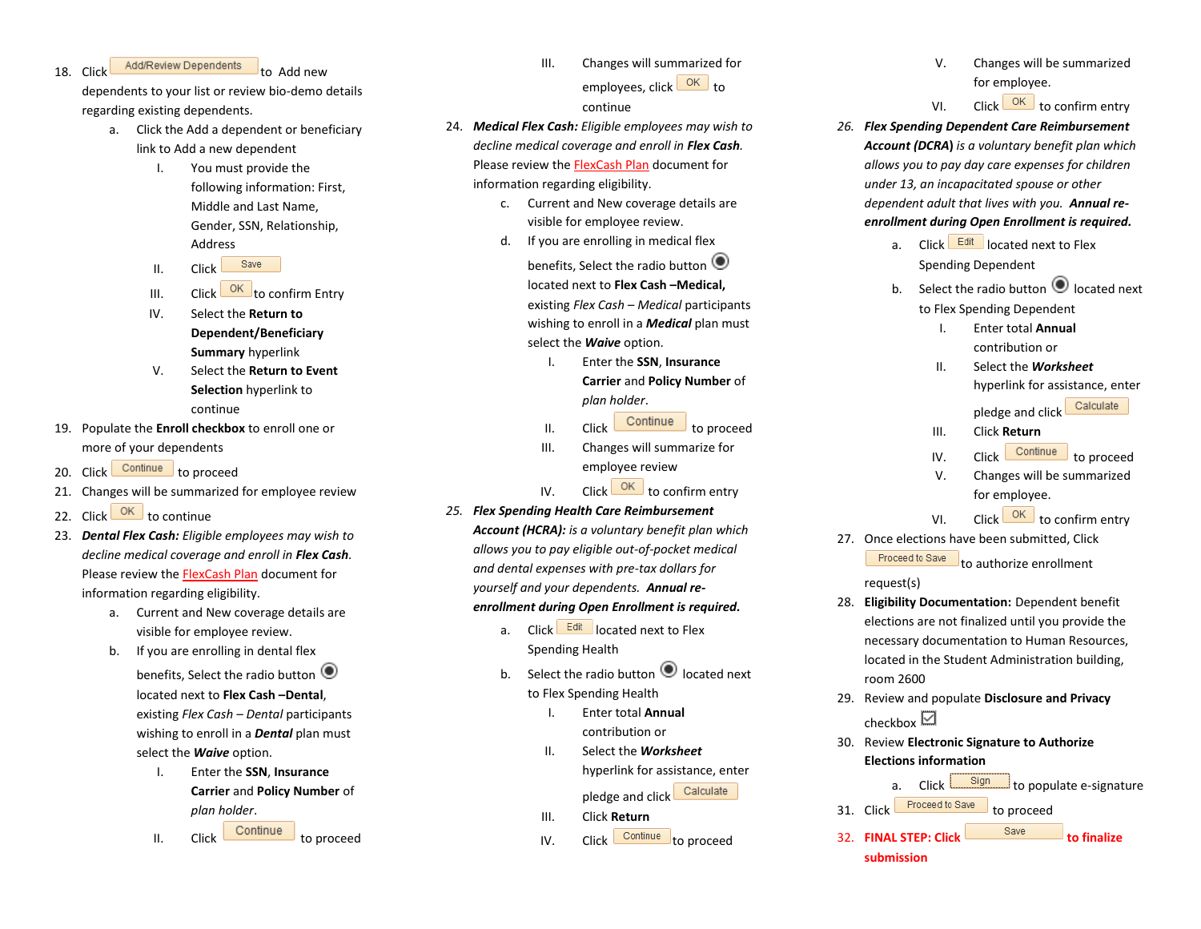18. Click [Add/Review Dependents] to Add new dependents to your list or review bio-demo details regarding existing dependents.
    a. Click the Add a dependent or beneficiary link to Add a new dependent
        I. You must provide the following information: First, Middle and Last Name, Gender, SSN, Relationship, Address
        II. Click [Save]
        III. Click [OK] to confirm Entry
        IV. Select the **Return to Dependent/Beneficiary Summary** hyperlink
        V. Select the **Return to Event Selection** hyperlink to continue
19. Populate the **Enroll checkbox** to enroll one or more of your dependents
20. Click [Continue] to proceed
21. Changes will be summarized for employee review
22. Click [OK] to continue
23. ***Dental Flex Cash:*** *Eligible employees may wish to decline medical coverage and enroll in* ***Flex Cash****.* Please review the FlexCash Plan document for information regarding eligibility.
    a. Current and New coverage details are visible for employee review.
    b. If you are enrolling in dental flex benefits, Select the radio button ◉ located next to **Flex Cash –Dental**, existing *Flex Cash – Dental* participants wishing to enroll in a ***Dental*** plan must select the ***Waive*** option.
        I. Enter the **SSN**, **Insurance Carrier** and **Policy Number** of *plan holder*.
        II. Click [Continue] to proceed
        III. Changes will summarized for employees, click [OK] to continue
24. ***Medical Flex Cash:*** *Eligible employees may wish to decline medical coverage and enroll in* ***Flex Cash****.* Please review the FlexCash Plan document for information regarding eligibility.
    c. Current and New coverage details are visible for employee review.
    d. If you are enrolling in medical flex benefits, Select the radio button ◉ located next to **Flex Cash –Medical,** existing *Flex Cash – Medical* participants wishing to enroll in a ***Medical*** plan must select the ***Waive*** option.
        I. Enter the **SSN**, **Insurance Carrier** and **Policy Number** of *plan holder*.
        II. Click [Continue] to proceed
        III. Changes will summarize for employee review
        IV. Click [OK] to confirm entry
25. ***Flex Spending Health Care Reimbursement Account (HCRA):*** *is a voluntary benefit plan which allows you to pay eligible out-of-pocket medical and dental expenses with pre-tax dollars for yourself and your dependents.* ***Annual re-enrollment during Open Enrollment is required.***
    a. Click [Edit] located next to Flex Spending Health
    b. Select the radio button ◉ located next to Flex Spending Health
        I. Enter total **Annual** contribution or
        II. Select the ***Worksheet*** hyperlink for assistance, enter pledge and click [Calculate]
        III. Click **Return**
        IV. Click [Continue] to proceed
        V. Changes will be summarized for employee.
        VI. Click [OK] to confirm entry
26. ***Flex Spending Dependent Care Reimbursement Account (DCRA)*** *is a voluntary benefit plan which allows you to pay day care expenses for children under 13, an incapacitated spouse or other dependent adult that lives with you.* ***Annual re-enrollment during Open Enrollment is required.***
    a. Click [Edit] located next to Flex Spending Dependent
    b. Select the radio button ◉ located next to Flex Spending Dependent
        I. Enter total **Annual** contribution or
        II. Select the ***Worksheet*** hyperlink for assistance, enter pledge and click [Calculate]
        III. Click **Return**
        IV. Click [Continue] to proceed
        V. Changes will be summarized for employee.
        VI. Click [OK] to confirm entry
27. Once elections have been submitted, Click [Proceed to Save] to authorize enrollment request(s)
28. **Eligibility Documentation:** Dependent benefit elections are not finalized until you provide the necessary documentation to Human Resources, located in the Student Administration building, room 2600
29. Review and populate **Disclosure and Privacy** checkbox ☑
30. Review **Electronic Signature to Authorize Elections information**
    a. Click [Sign] to populate e-signature
31. Click [Proceed to Save] to proceed
32. **FINAL STEP: Click [Save] to finalize submission**